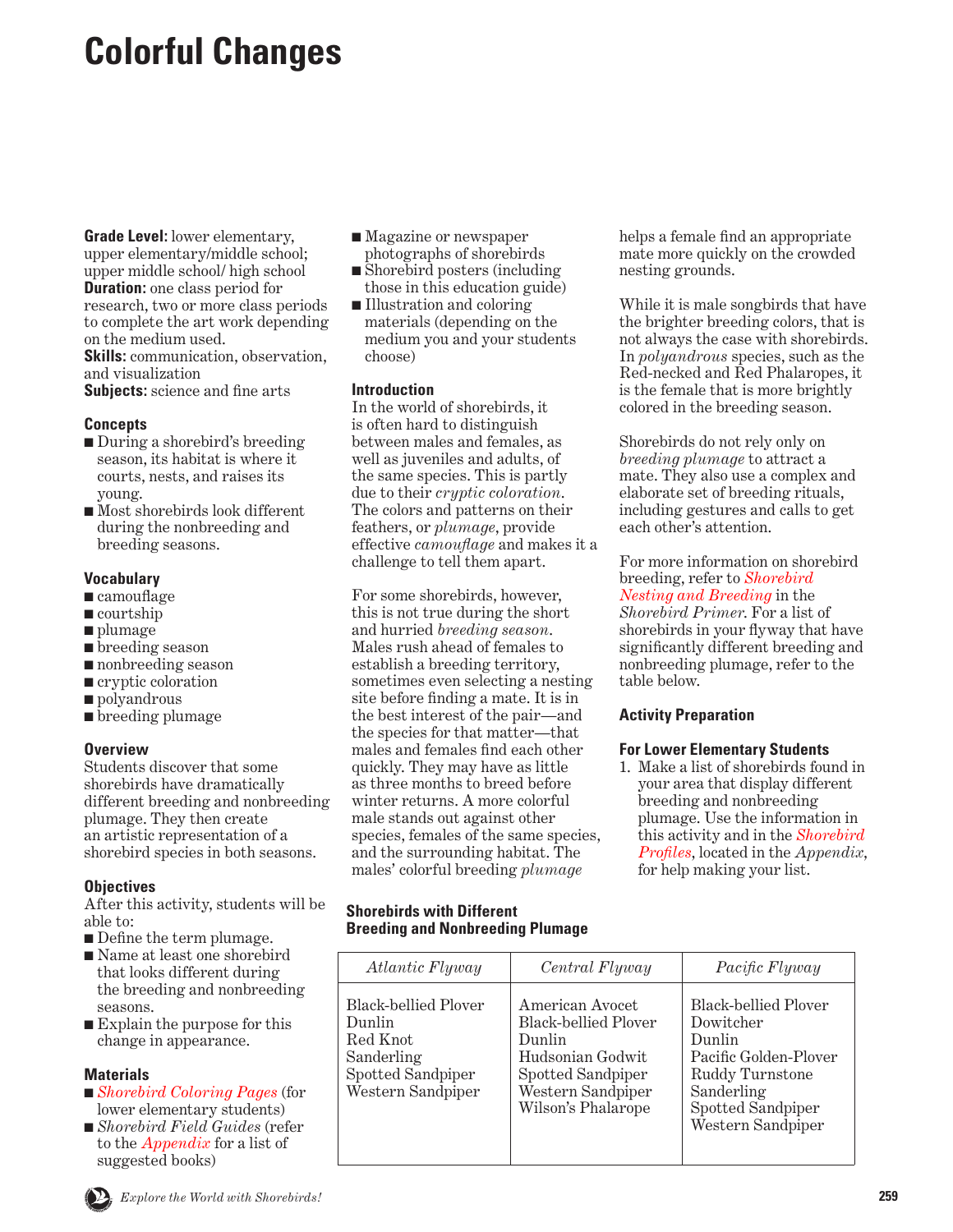# Colorful Changes

**Grade Level:** lower elementary, upper elementary/middle school; upper middle school/ high school
**Duration:** one class period for research, two or more class periods to complete the art work depending on the medium used.
**Skills:** communication, observation, and visualization
**Subjects:** science and fine arts

### Concepts

- During a shorebird's breeding season, its habitat is where it courts, nests, and raises its young.
- Most shorebirds look different during the nonbreeding and breeding seasons.

### Vocabulary

- camouflage
- courtship
- plumage
- breeding season
- nonbreeding season
- cryptic coloration
- polyandrous
- breeding plumage

### Overview

Students discover that some shorebirds have dramatically different breeding and nonbreeding plumage. They then create an artistic representation of a shorebird species in both seasons.

### Objectives

After this activity, students will be able to:

- Define the term plumage.
- Name at least one shorebird that looks different during the breeding and nonbreeding seasons.
- Explain the purpose for this change in appearance.

### Materials

- *Shorebird Coloring Pages* (for lower elementary students)
- *Shorebird Field Guides* (refer to the *Appendix* for a list of suggested books)
- Magazine or newspaper photographs of shorebirds
- Shorebird posters (including those in this education guide)
- Illustration and coloring materials (depending on the medium you and your students choose)

### Introduction

In the world of shorebirds, it is often hard to distinguish between males and females, as well as juveniles and adults, of the same species. This is partly due to their *cryptic coloration*. The colors and patterns on their feathers, or *plumage*, provide effective *camouflage* and makes it a challenge to tell them apart.

For some shorebirds, however, this is not true during the short and hurried *breeding season*. Males rush ahead of females to establish a breeding territory, sometimes even selecting a nesting site before finding a mate. It is in the best interest of the pair—and the species for that matter—that males and females find each other quickly. They may have as little as three months to breed before winter returns. A more colorful male stands out against other species, females of the same species, and the surrounding habitat. The males' colorful breeding *plumage* helps a female find an appropriate mate more quickly on the crowded nesting grounds.

While it is male songbirds that have the brighter breeding colors, that is not always the case with shorebirds. In *polyandrous* species, such as the Red-necked and Red Phalaropes, it is the female that is more brightly colored in the breeding season.

Shorebirds do not rely only on *breeding plumage* to attract a mate. They also use a complex and elaborate set of breeding rituals, including gestures and calls to get each other's attention.

For more information on shorebird breeding, refer to *Shorebird Nesting and Breeding* in the *Shorebird Primer*. For a list of shorebirds in your flyway that have significantly different breeding and nonbreeding plumage, refer to the table below.

**Shorebirds with Different Breeding and Nonbreeding Plumage**

| *Atlantic Flyway* | *Central Flyway* | *Pacific Flyway* |
|---|---|---|
| Black-bellied Plover<br>Dunlin<br>Red Knot<br>Sanderling<br>Spotted Sandpiper<br>Western Sandpiper | American Avocet<br>Black-bellied Plover<br>Dunlin<br>Hudsonian Godwit<br>Spotted Sandpiper<br>Western Sandpiper<br>Wilson's Phalarope | Black-bellied Plover<br>Dowitcher<br>Dunlin<br>Pacific Golden-Plover<br>Ruddy Turnstone<br>Sanderling<br>Spotted Sandpiper<br>Western Sandpiper |

### Activity Preparation

#### For Lower Elementary Students

1. Make a list of shorebirds found in your area that display different breeding and nonbreeding plumage. Use the information in this activity and in the *Shorebird Profiles*, located in the *Appendix*, for help making your list.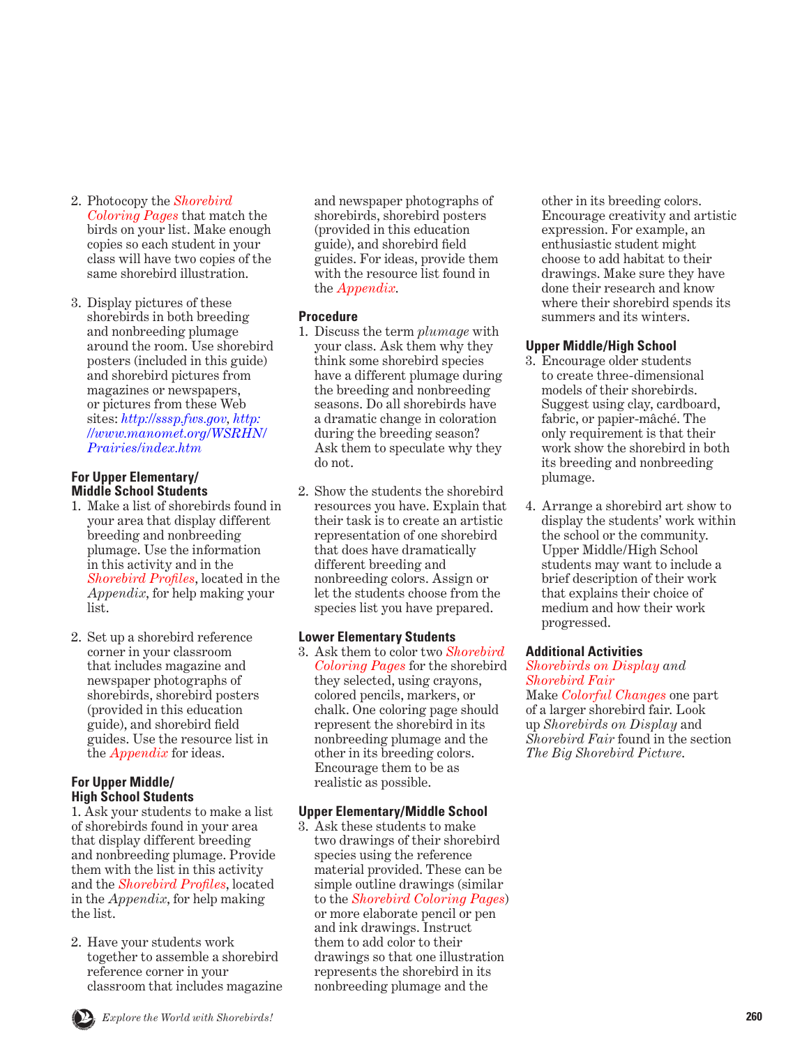2. Photocopy the *Shorebird Coloring Pages* that match the birds on your list. Make enough copies so each student in your class will have two copies of the same shorebird illustration.

3. Display pictures of these shorebirds in both breeding and nonbreeding plumage around the room. Use shorebird posters (included in this guide) and shorebird pictures from magazines or newspapers, or pictures from these Web sites: *http://sssp.fws.gov, http://www.manomet.org/WSRHN/Prairies/index.htm*

### For Upper Elementary/ Middle School Students

1. Make a list of shorebirds found in your area that display different breeding and nonbreeding plumage. Use the information in this activity and in the *Shorebird Profiles*, located in the *Appendix*, for help making your list.

2. Set up a shorebird reference corner in your classroom that includes magazine and newspaper photographs of shorebirds, shorebird posters (provided in this education guide), and shorebird field guides. Use the resource list in the *Appendix* for ideas.

### For Upper Middle/ High School Students

1. Ask your students to make a list of shorebirds found in your area that display different breeding and nonbreeding plumage. Provide them with the list in this activity and the *Shorebird Profiles*, located in the *Appendix*, for help making the list.

2. Have your students work together to assemble a shorebird reference corner in your classroom that includes magazine and newspaper photographs of shorebirds, shorebird posters (provided in this education guide), and shorebird field guides. For ideas, provide them with the resource list found in the *Appendix*.

### Procedure

1. Discuss the term *plumage* with your class. Ask them why they think some shorebird species have a different plumage during the breeding and nonbreeding seasons. Do all shorebirds have a dramatic change in coloration during the breeding season? Ask them to speculate why they do not.

2. Show the students the shorebird resources you have. Explain that their task is to create an artistic representation of one shorebird that does have dramatically different breeding and nonbreeding colors. Assign or let the students choose from the species list you have prepared.

### Lower Elementary Students

3. Ask them to color two *Shorebird Coloring Pages* for the shorebird they selected, using crayons, colored pencils, markers, or chalk. One coloring page should represent the shorebird in its nonbreeding plumage and the other in its breeding colors. Encourage them to be as realistic as possible.

### Upper Elementary/Middle School

3. Ask these students to make two drawings of their shorebird species using the reference material provided. These can be simple outline drawings (similar to the *Shorebird Coloring Pages*) or more elaborate pencil or pen and ink drawings. Instruct them to add color to their drawings so that one illustration represents the shorebird in its nonbreeding plumage and the other in its breeding colors. Encourage creativity and artistic expression. For example, an enthusiastic student might choose to add habitat to their drawings. Make sure they have done their research and know where their shorebird spends its summers and its winters.

### Upper Middle/High School

3. Encourage older students to create three-dimensional models of their shorebirds. Suggest using clay, cardboard, fabric, or papier-mâché. The only requirement is that their work show the shorebird in both its breeding and nonbreeding plumage.

4. Arrange a shorebird art show to display the students' work within the school or the community. Upper Middle/High School students may want to include a brief description of their work that explains their choice of medium and how their work progressed.

### Additional Activities

*Shorebirds on Display* and *Shorebird Fair*

Make *Colorful Changes* one part of a larger shorebird fair. Look up *Shorebirds on Display* and *Shorebird Fair* found in the section *The Big Shorebird Picture.*